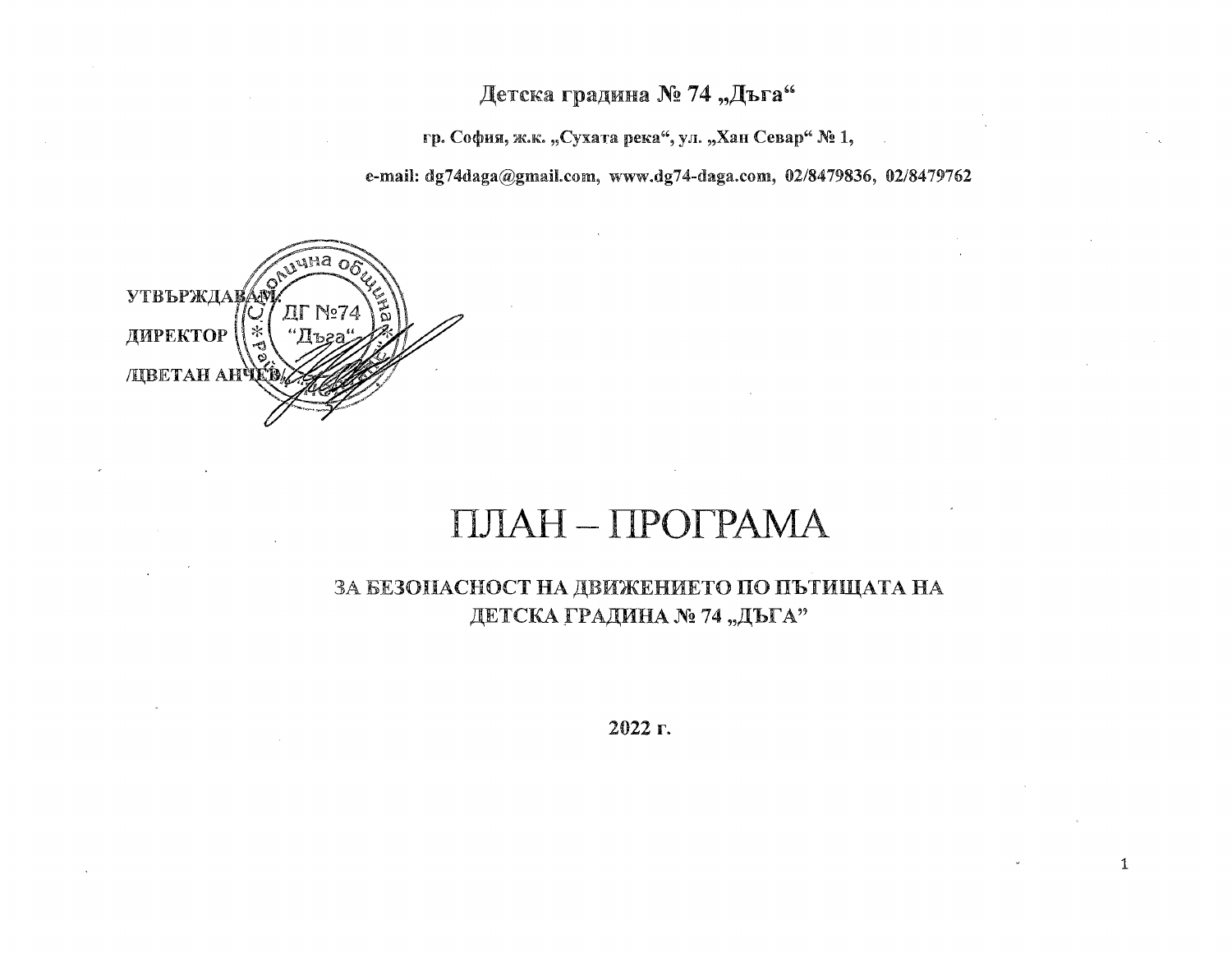**Детска градина № 74 „Дъга“**

**гр. София, ж.к. „Сухата река“, ул. „Хан Севар“ № 1,**

**e-mail: dg74daga@gmail.com, www.dg74-daga.com, 02/8479836, 02/8479762**

**УТВЪРЖДАВАМ:**

**ДИРЕКТОР**

**/ЦВЕТАН АНЧЕВ/**

# ПЛАН – ПРОГРАМА

## ЗА БЕЗОПАСНОСТ НА ДВИЖЕНИЕТО ПО ПЪТИЩАТА НА ДЕТСКА ГРАДИНА № 74 „ДЪГА”

**2022 г.**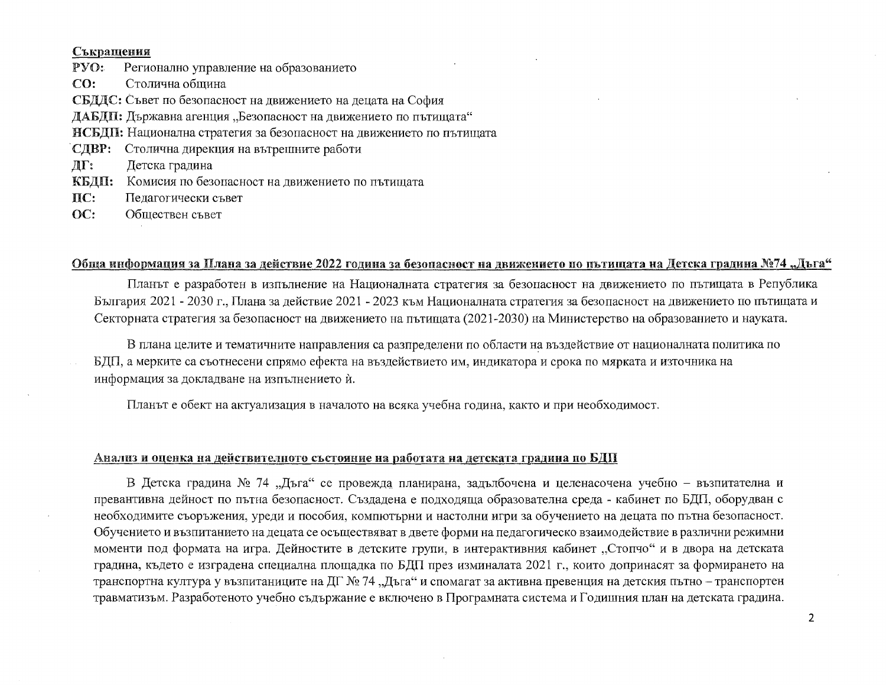**Съкращения**

**РУО:** Регионално управление на образованието

**СО:** Столична община

**СБДДС:** Съвет по безопасност на движението на децата на София

**ДАБДП:** Държавна агенция „Безопасност на движението по пътищата"

**НСБДП:** Национална стратегия за безопасност на движението по пътищата

**СДВР:** Столична дирекция на вътрешните работи

**ДГ:** Детска градина

**КБДП:** Комисия по безопасност на движението по пътищата

**ПС:** Педагогически съвет

**ОС:** Обществен съвет

## Обща информация за Плана за действие 2022 година за безопасност на движението по пътищата на Детска градина №74 „Дъга"

Планът е разработен в изпълнение на Националната стратегия за безопасност на движението по пътищата в Република България 2021 - 2030 г., Плана за действие 2021 - 2023 към Националната стратегия за безопасност на движението по пътищата и Секторната стратегия за безопасност на движението на пътищата (2021-2030) на Министерство на образованието и науката.

В плана целите и тематичните направления са разпределени по области на въздействие от националната политика по БДП, а мерките са съотнесени спрямо ефекта на въздействието им, индикатора и срока по мярката и източника на информация за докладване на изпълнението ѝ.

Планът е обект на актуализация в началото на всяка учебна година, както и при необходимост.

## Анализ и оценка на действителното състояние на работата на детската градина по БДП

В Детска градина № 74 „Дъга" се провежда планирана, задълбочена и целенасочена учебно – възпитателна и превантивна дейност по пътна безопасност. Създадена е подходяща образователна среда - кабинет по БДП, оборудван с необходимите съоръжения, уреди и пособия, компютърни и настолни игри за обучението на децата по пътна безопасност. Обучението и възпитанието на децата се осъществяват в двете форми на педагогическо взаимодействие в различни режимни моменти под формата на игра. Дейностите в детските групи, в интерактивния кабинет „Стопчо" и в двора на детската градина, където е изградена специална площадка по БДП през изминалата 2021 г., които допринасят за формирането на транспортна култура у възпитаниците на ДГ № 74 „Дъга" и спомагат за активна превенция на детския пътно – транспортен травматизъм. Разработеното учебно съдържание е включено в Програмната система и Годишния план на детската градина.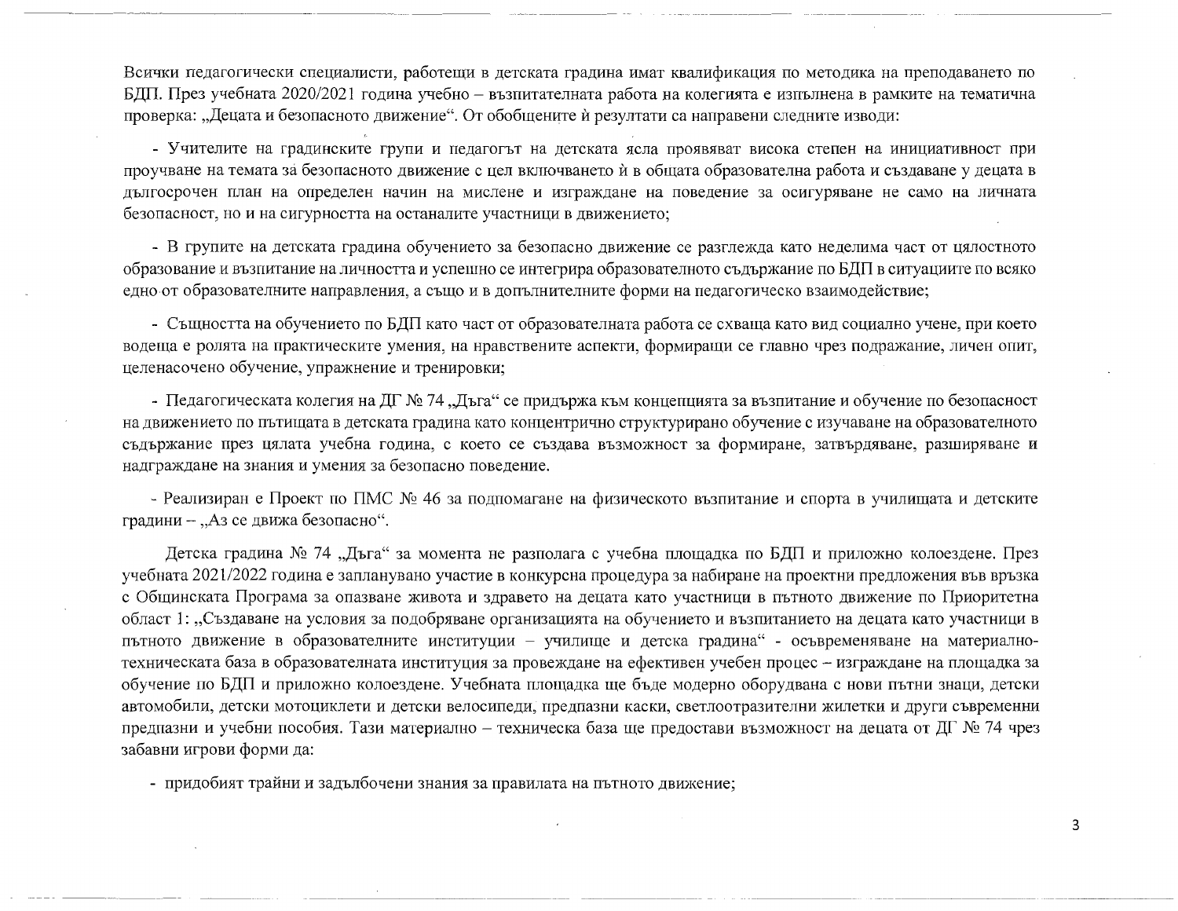Всички педагогически специалисти, работещи в детската градина имат квалификация по методика на преподаването по БДП. През учебната 2020/2021 година учебно – възпитателната работа на колегията е изпълнена в рамките на тематична проверка: „Децата и безопасното движение“. От обобщените ѝ резултати са направени следните изводи:

- Учителите на градинските групи и педагогът на детската ясла проявяват висока степен на инициативност при проучване на темата за безопасното движение с цел включването ѝ в общата образователна работа и създаване у децата в дългосрочен план на определен начин на мислене и изграждане на поведение за осигуряване не само на личната безопасност, но и на сигурността на останалите участници в движението;

- В групите на детската градина обучението за безопасно движение се разглежда като неделима част от цялостното образование и възпитание на личността и успешно се интегрира образователното съдържание по БДП в ситуациите по всяко едно от образователните направления, а също и в допълнителните форми на педагогическо взаимодействие;

- Същността на обучението по БДП като част от образователната работа се схваща като вид социално учене, при което водеща е ролята на практическите умения, на нравствените аспекти, формиращи се главно чрез подражание, личен опит, целенасочено обучение, упражнение и тренировки;

- Педагогическата колегия на ДГ № 74 „Дъга“ се придържа към концепцията за възпитание и обучение по безопасност на движението по пътищата в детската градина като концентрично структурирано обучение с изучаване на образователното съдържание през цялата учебна година, с което се създава възможност за формиране, затвърдяване, разширяване и надграждане на знания и умения за безопасно поведение.

- Реализиран е Проект по ПМС № 46 за подпомагане на физическото възпитание и спорта в училищата и детските градини – „Аз се движа безопасно“.

Детска градина № 74 „Дъга“ за момента не разполага с учебна площадка по БДП и приложно колоездене. През учебната 2021/2022 година е запланувано участие в конкурсна процедура за набиране на проектни предложения във връзка с Общинската Програма за опазване живота и здравето на децата като участници в пътното движение по Приоритетна област 1: „Създаване на условия за подобряване организацията на обучението и възпитанието на децата като участници в пътното движение в образователните институции – училище и детска градина“ - осъвременяване на материално-техническата база в образователната институция за провеждане на ефективен учебен процес – изграждане на площадка за обучение по БДП и приложно колоездене. Учебната площадка ще бъде модерно оборудвана с нови пътни знаци, детски автомобили, детски мотоциклети и детски велосипеди, предпазни каски, светлоотразителни жилетки и други съвременни предпазни и учебни пособия. Тази материално – техническа база ще предостави възможност на децата от ДГ № 74 чрез забавни игрови форми да:

- придобият трайни и задълбочени знания за правилата на пътното движение;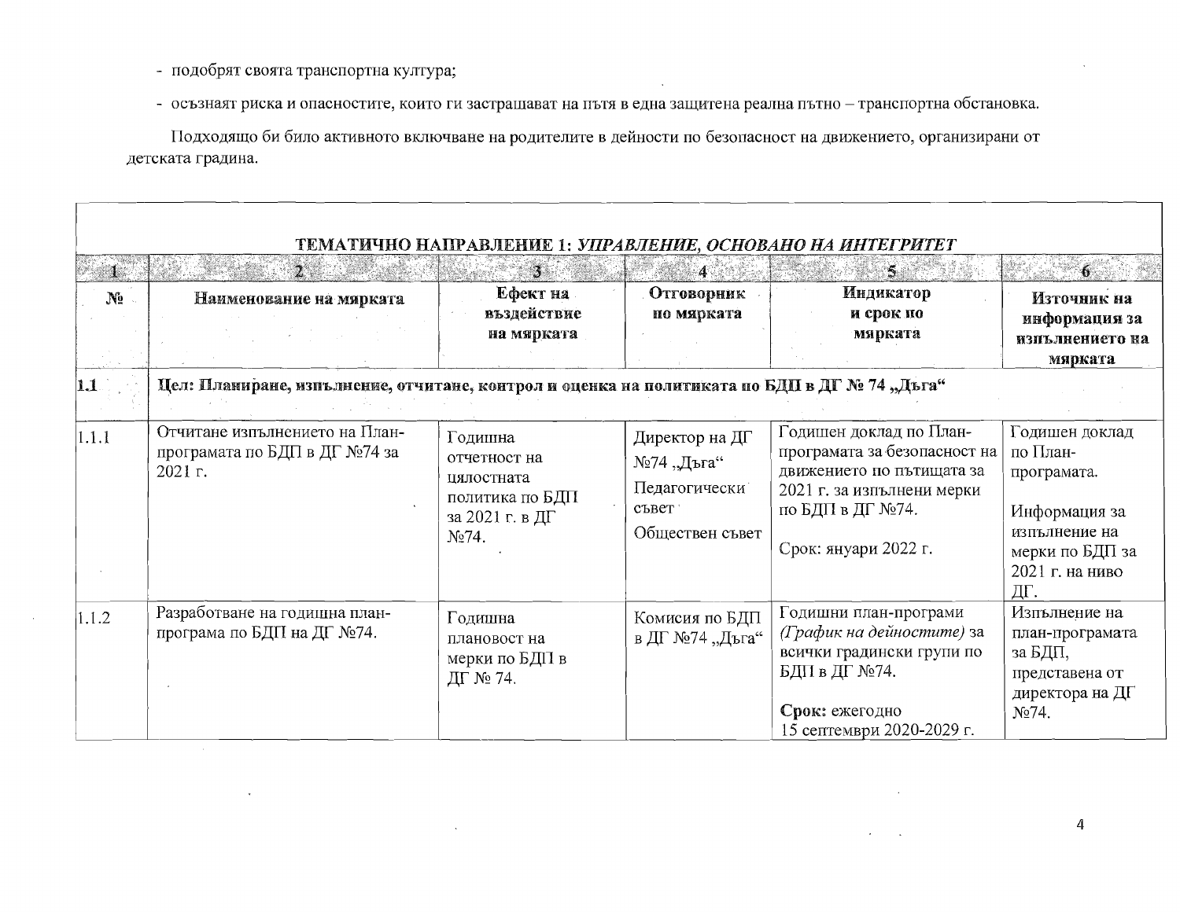- подобрят своята транспортна култура;
- осъзнаят риска и опасностите, които ги застрашават на пътя в една защитена реална пътно – транспортна обстановка.

Подходящо би било активното включване на родителите в дейности по безопасност на движението, организирани от детската градина.

**ТЕМАТИЧНО НАПРАВЛЕНИЕ 1:** ***УПРАВЛЕНИЕ, ОСНОВАНО НА ИНТЕГРИТЕТ***

| 1 | 2 | 3 | 4 | 5 | 6 |
|---|---|---|---|---|---|
| **№** | **Наименование на мярката** | **Ефект на въздействие на мярката** | **Отговорник по мярката** | **Индикатор и срок по мярката** | **Източник на информация за изпълнението на мярката** |
| **1.1** | **Цел: Планиране, изпълнение, отчитане, контрол и оценка на политиката по БДП в ДГ № 74 „Дъга“** | | | | |
| 1.1.1 | Отчитане изпълнението на План-програмата по БДП в ДГ №74 за 2021 г. | Годишна отчетност на цялостната политика по БДП за 2021 г. в ДГ №74. | Директор на ДГ №74 „Дъга“<br>Педагогически съвет<br>Обществен съвет | Годишен доклад по План-програмата за безопасност на движението по пътищата за 2021 г. за изпълнени мерки по БДП в ДГ №74.<br><br>Срок: януари 2022 г. | Годишен доклад по План-програмата.<br><br>Информация за изпълнение на мерки по БДП за 2021 г. на ниво ДГ. |
| 1.1.2 | Разработване на годишна план-програма по БДП на ДГ №74. | Годишна плановост на мерки по БДП в ДГ № 74. | Комисия по БДП в ДГ №74 „Дъга“ | Годишни план-програми *(График на дейностите)* за всички градински групи по БДП в ДГ №74.<br><br>**Срок:** ежегодно 15 септември 2020-2029 г. | Изпълнение на план-програмата за БДП, представена от директора на ДГ №74. |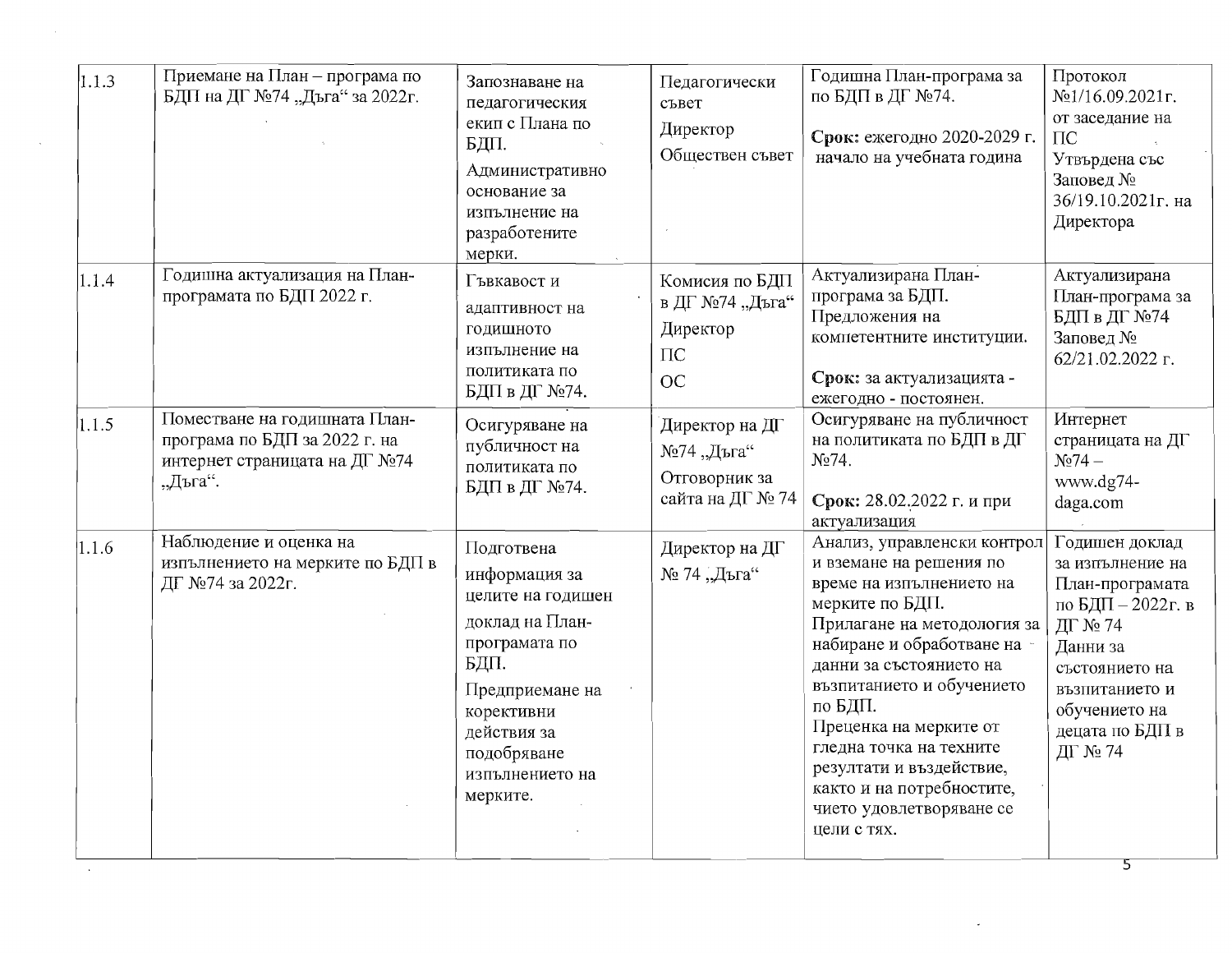| 1.1.3 | Приемане на План – програма по БДП на ДГ №74 „Дъга“ за 2022г. | Запознаване на педагогическия екип с Плана по БДП. Административно основание за изпълнение на разработените мерки. | Педагогически съвет Директор Обществен съвет | Годишна План-програма за по БДП в ДГ №74. **Срок:** ежегодно 2020-2029 г. начало на учебната година | Протокол №1/16.09.2021г. от заседание на ПС Утвърдена със Заповед № 36/19.10.2021г. на Директора |
|---|---|---|---|---|---|
| 1.1.4 | Годишна актуализация на План-програмата по БДП 2022 г. | Гъвкавост и адаптивност на годишното изпълнение на политиката по БДП в ДГ №74. | Комисия по БДП в ДГ №74 „Дъга“ Директор ПС ОС | Актуализирана План-програма за БДП. Предложения на компетентните институции. **Срок:** за актуализацията - ежегодно - постоянен. | Актуализирана План-програма за БДП в ДГ №74 Заповед № 62/21.02.2022 г. |
| 1.1.5 | Поместване на годишната План-програма по БДП за 2022 г. на интернет страницата на ДГ №74 „Дъга“. | Осигуряване на публичност на политиката по БДП в ДГ №74. | Директор на ДГ №74 „Дъга“ Отговорник за сайта на ДГ № 74 | Осигуряване на публичност на политиката по БДП в ДГ №74. **Срок:** 28.02.2022 г. и при актуализация | Интернет страницата на ДГ №74 – www.dg74-daga.com |
| 1.1.6 | Наблюдение и оценка на изпълнението на мерките по БДП в ДГ №74 за 2022г. | Подготвена информация за целите на годишен доклад на План-програмата по БДП. Предприемане на корективни действия за подобряване изпълнението на мерките. | Директор на ДГ № 74 „Дъга“ | Анализ, управленски контрол и вземане на решения по време на изпълнението на мерките по БДП. Прилагане на методология за набиране и обработване на данни за състоянието на възпитанието и обучението по БДП. Преценка на мерките от гледна точка на техните резултати и въздействие, както и на потребностите, чието удовлетворяване се цели с тях. | Годишен доклад за изпълнение на План-програмата по БДП – 2022г. в ДГ № 74 Данни за състоянието на възпитанието и обучението на децата по БДП в ДГ № 74 |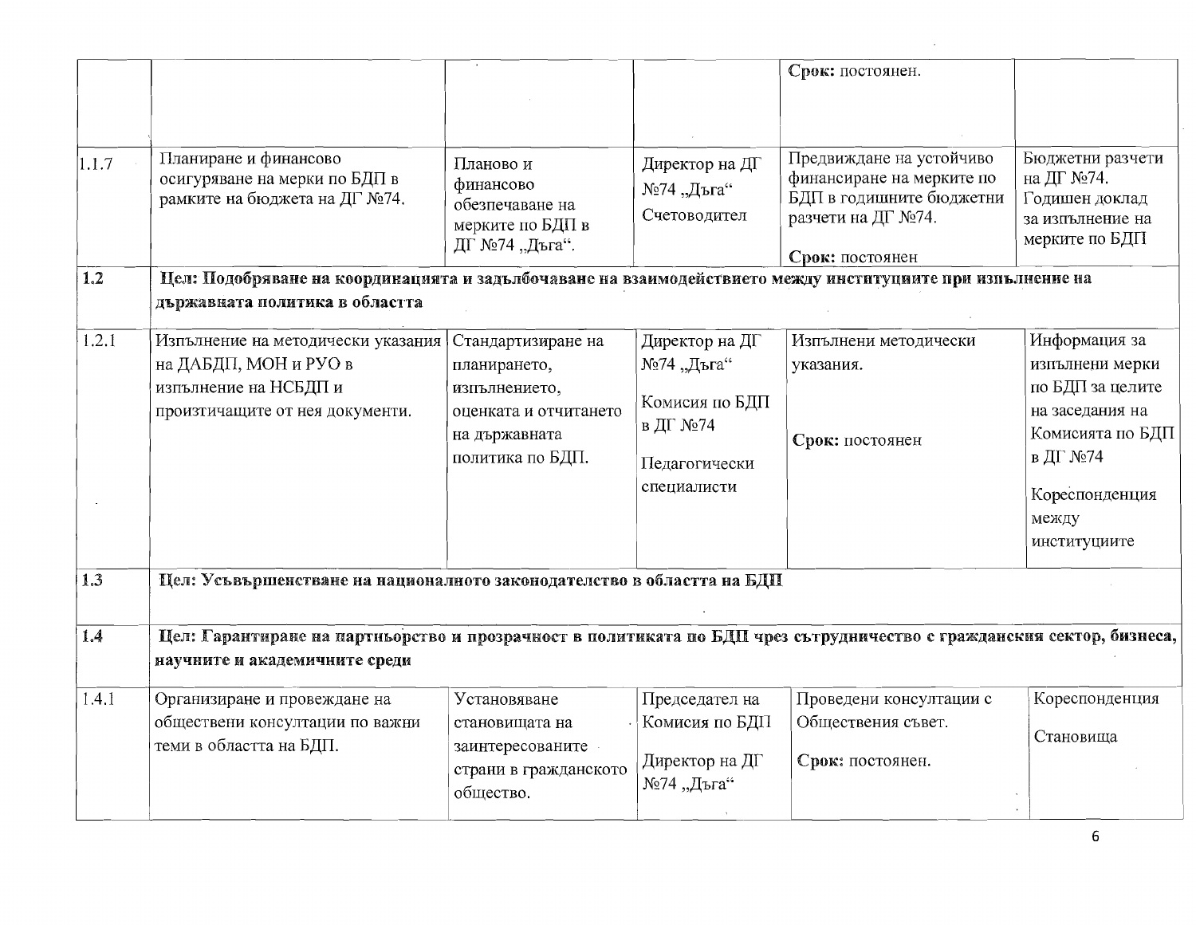| | | | | | |
|---|---|---|---|---|---|
| | | | | **Срок:** постоянен. | |
| 1.1.7 | Планиране и финансово осигуряване на мерки по БДП в рамките на бюджета на ДГ №74. | Планово и финансово обезпечаване на мерките по БДП в ДГ №74 „Дъга“. | Директор на ДГ №74 „Дъга“<br>Счетоводител | Предвиждане на устойчиво финансиране на мерките по БДП в годишните бюджетни разчети на ДГ №74.<br>**Срок:** постоянен | Бюджетни разчети на ДГ №74. Годишен доклад за изпълнение на мерките по БДП |
| **1.2** | **Цел: Подобряване на координацията и задълбочаване на взаимодействието между институциите при изпълнение на държавната политика в областта** | | | | |
| 1.2.1 | Изпълнение на методически указания на ДАБДП, МОН и РУО в изпълнение на НСБДП и произтичащите от нея документи. | Стандартизиране на планирането, изпълнението, оценката и отчитането на държавната политика по БДП. | Директор на ДГ №74 „Дъга“<br>Комисия по БДП в ДГ №74<br>Педагогически специалисти | Изпълнени методически указания.<br>**Срок:** постоянен | Информация за изпълнени мерки по БДП за целите на заседания на Комисията по БДП в ДГ №74<br>Кореспонденция между институциите |
| **1.3** | **Цел: Усъвършенстване на националното законодателство в областта на БДП** | | | | |
| **1.4** | **Цел: Гарантиране на партньорство и прозрачност в политиката по БДП чрез сътрудничество с гражданския сектор, бизнеса, научните и академичните среди** | | | | |
| 1.4.1 | Организиране и провеждане на обществени консултации по важни теми в областта на БДП. | Установяване становищата на заинтересованите страни в гражданското общество. | Председател на Комисия по БДП<br>Директор на ДГ №74 „Дъга“ | Проведени консултации с Обществения съвет.<br>**Срок:** постоянен. | Кореспонденция<br>Становища |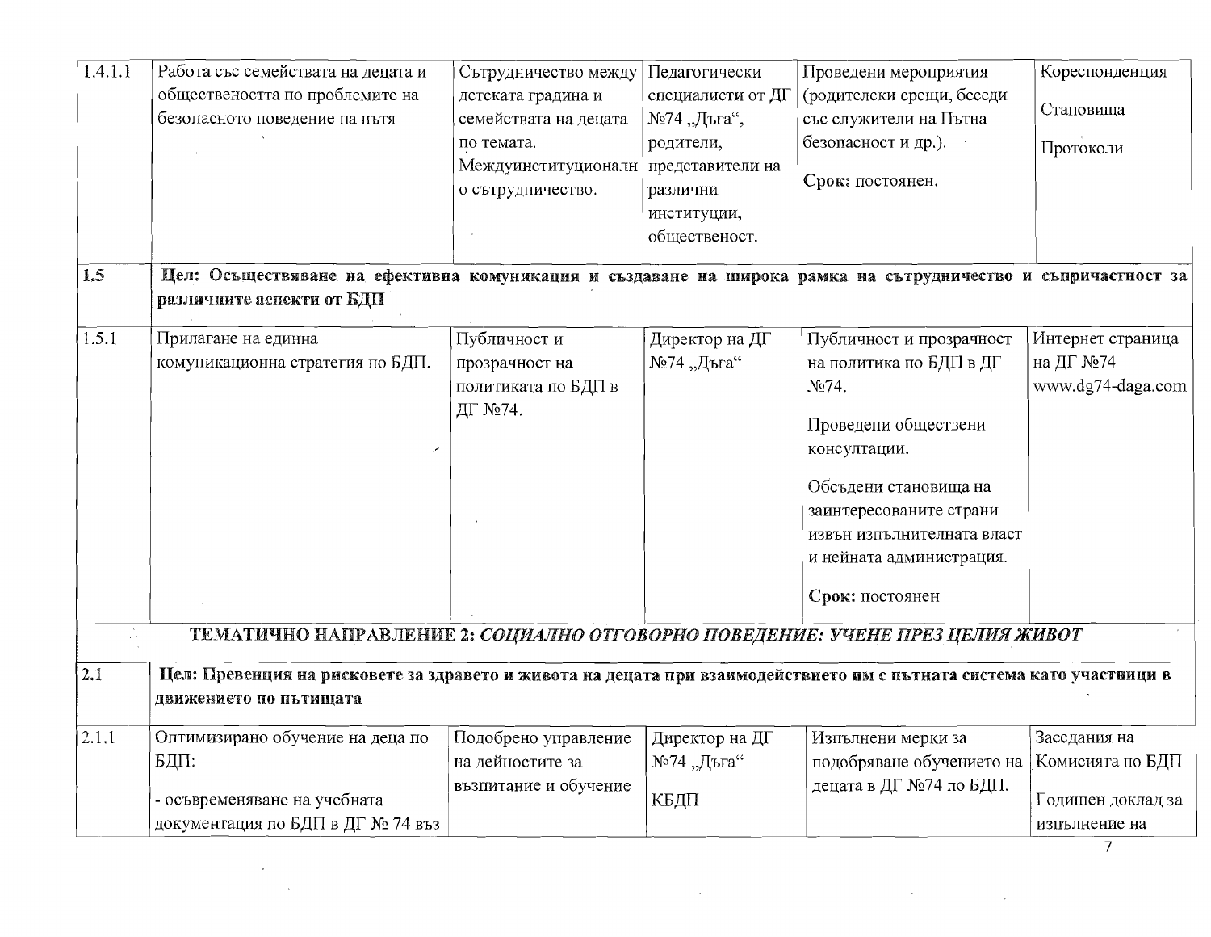| | | | | | |
|---|---|---|---|---|---|
| 1.4.1.1 | Работа със семействата на децата и обществеността по проблемите на безопасното поведение на пътя | Сътрудничество между детската градина и семействата на децата по темата. Междуинституционално сътрудничество. | Педагогически специалисти от ДГ №74 „Дъга“, родители, представители на различни институции, общественост. | Проведени мероприятия (родителски срещи, беседи със служители на Пътна безопасност и др.).<br><br>**Срок:** постоянен. | Кореспонденция<br><br>Становища<br><br>Протоколи |
| **1.5** | **Цел: Осъществяване на ефективна комуникация и създаване на широка рамка на сътрудничество и съпричастност за различните аспекти от БДП** | | | | |
| 1.5.1 | Прилагане на единна комуникационна стратегия по БДП. | Публичност и прозрачност на политиката по БДП в ДГ №74. | Директор на ДГ №74 „Дъга“ | Публичност и прозрачност на политика по БДП в ДГ №74.<br><br>Проведени обществени консултации.<br><br>Обсъдени становища на заинтересованите страни извън изпълнителната власт и нейната администрация.<br><br>**Срок:** постоянен | Интернет страница на ДГ №74 www.dg74-daga.com |
| | **ТЕМАТИЧНО НАПРАВЛЕНИЕ 2: *СОЦИАЛНО ОТГОВОРНО ПОВЕДЕНИЕ: УЧЕНЕ ПРЕЗ ЦЕЛИЯ ЖИВОТ*** | | | | |
| **2.1** | **Цел: Превенция на рисковете за здравето и живота на децата при взаимодействието им с пътната система като участници в движението по пътищата** | | | | |
| 2.1.1 | Оптимизирано обучение на деца по БДП:<br><br>- осъвременяване на учебната документация по БДП в ДГ № 74 въз | Подобрено управление на дейностите за възпитание и обучение | Директор на ДГ №74 „Дъга“<br><br>КБДП | Изпълнени мерки за подобряване обучението на децата в ДГ №74 по БДП. | Заседания на Комисията по БДП<br><br>Годишен доклад за изпълнение на |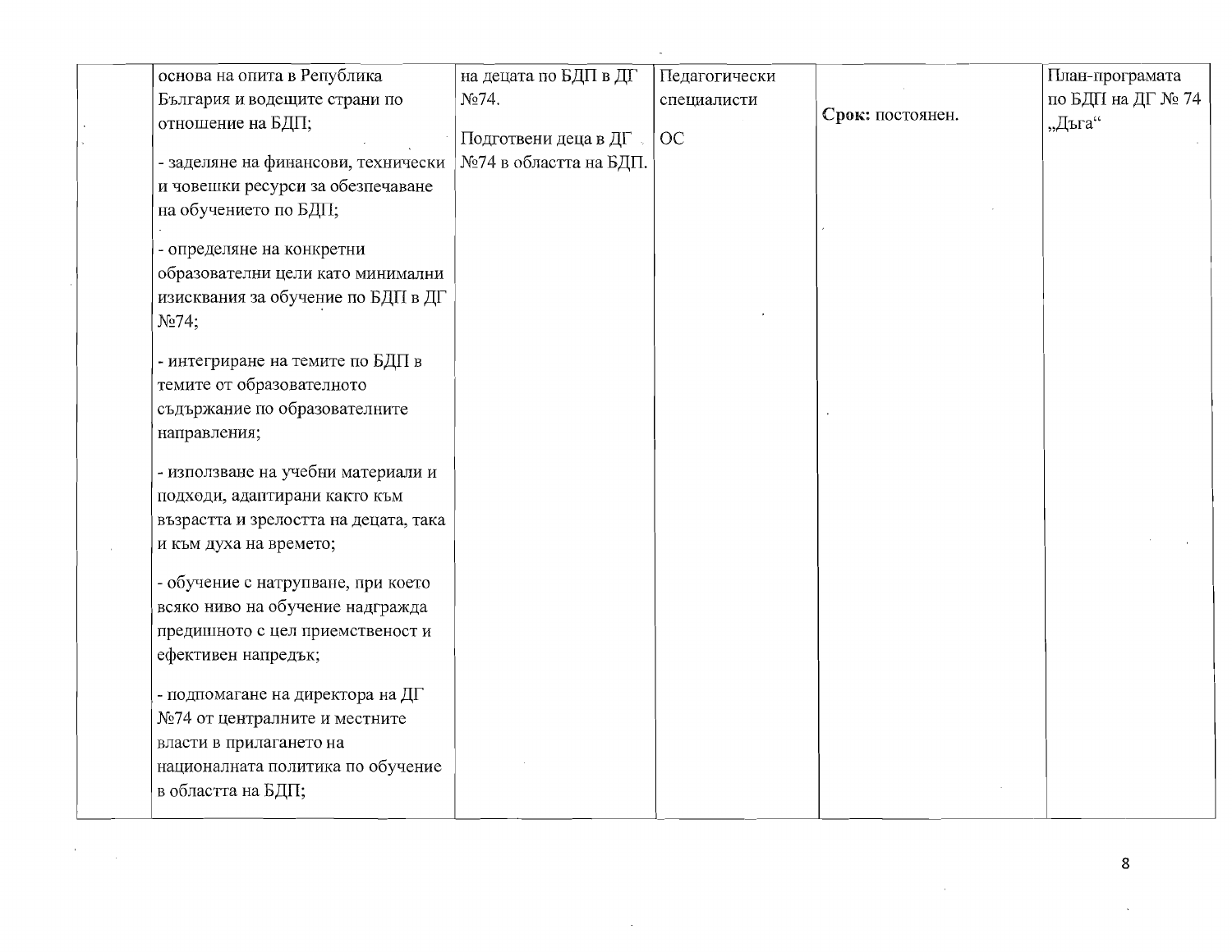| | | | | | |
|---|---|---|---|---|---|
| | основа на опита в Република България и водещите страни по отношение на БДП;<br><br>- заделяне на финансови, технически и човешки ресурси за обезпечаване на обучението по БДП;<br><br>- определяне на конкретни образователни цели като минимални изисквания за обучение по БДП в ДГ №74;<br><br>- интегриране на темите по БДП в темите от образователното съдържание по образователните направления;<br><br>- използване на учебни материали и подходи, адаптирани както към възрастта и зрелостта на децата, така и към духа на времето;<br><br>- обучение с натрупване, при което всяко ниво на обучение надгражда предишното с цел приемственост и ефективен напредък;<br><br>- подпомагане на директора на ДГ №74 от централните и местните власти в прилагането на националната политика по обучение в областта на БДП; | на децата по БДП в ДГ №74.<br><br>Подготвени деца в ДГ №74 в областта на БДП. | Педагогически специалисти<br><br>ОС | **Срок:** постоянен. | План-програмата по БДП на ДГ № 74 „Дъга“ |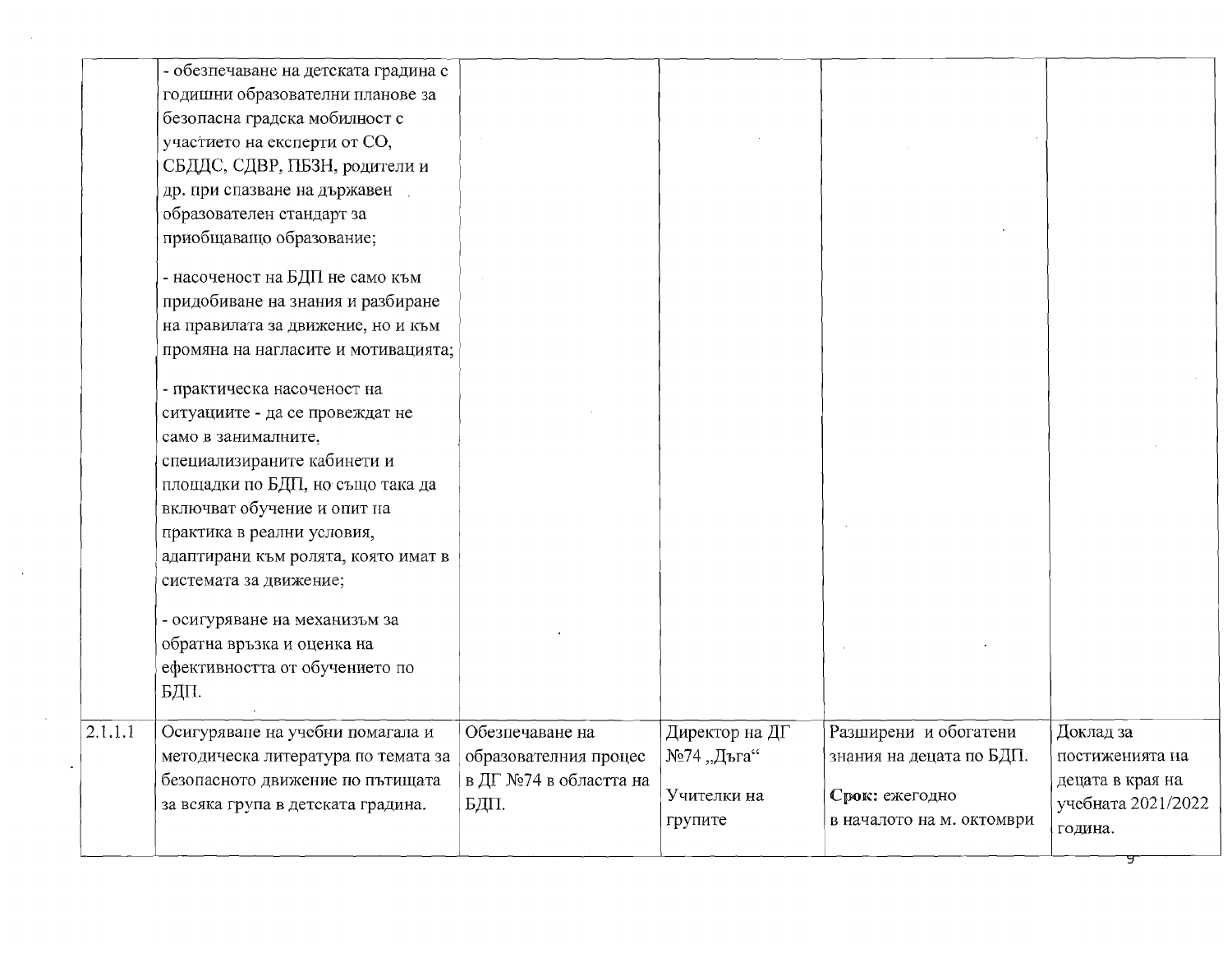| | | | | | |
|---|---|---|---|---|---|
| | - обезпечаване на детската градина с годишни образователни планове за безопасна градска мобилност с участието на експерти от СО, СБДДС, СДВР, ПБЗН, родители и др. при спазване на държавен образователен стандарт за приобщаващо образование;<br><br>- насоченост на БДП не само към придобиване на знания и разбиране на правилата за движение, но и към промяна на нагласите и мотивацията;<br><br>- практическа насоченост на ситуациите - да се провеждат не само в занималните, специализираните кабинети и площадки по БДП, но също така да включват обучение и опит на практика в реални условия, адаптирани към ролята, която имат в системата за движение;<br><br>- осигуряване на механизъм за обратна връзка и оценка на ефективността от обучението по БДП. | | | | |
| 2.1.1.1 | Осигуряване на учебни помагала и методическа литература по темата за безопасното движение по пътищата за всяка група в детската градина. | Обезпечаване на образователния процес в ДГ №74 в областта на БДП. | Директор на ДГ №74 „Дъга“<br><br>Учителки на групите | Разширени и обогатени знания на децата по БДП.<br><br>**Срок:** ежегодно в началото на м. октомври | Доклад за постиженията на децата в края на учебната 2021/2022 година. |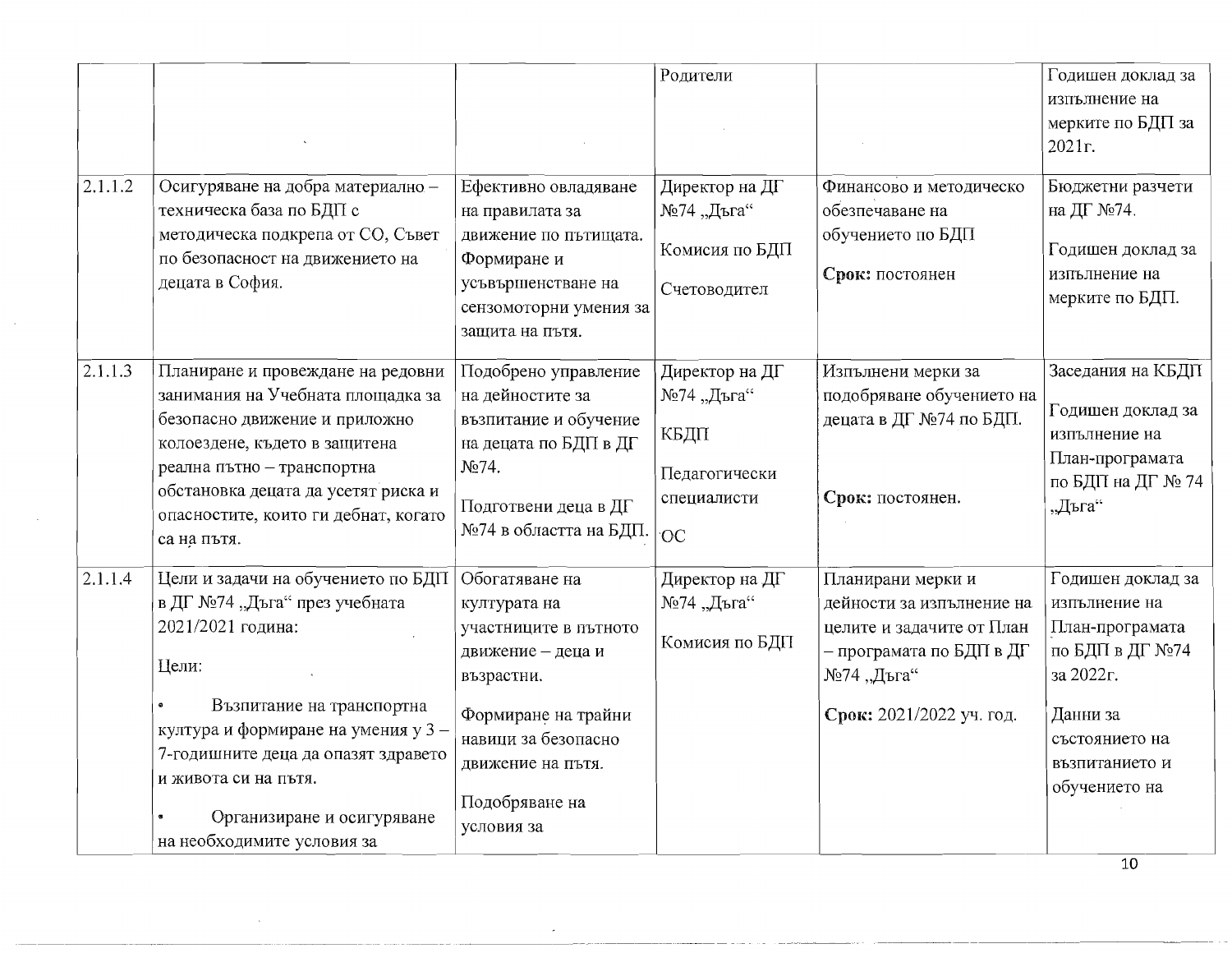| | | | | | |
|---|---|---|---|---|---|
| | | | Родители | | Годишен доклад за изпълнение на мерките по БДП за 2021г. |
| 2.1.1.2 | Осигуряване на добра материално – техническа база по БДП с методическа подкрепа от СО, Съвет по безопасност на движението на децата в София. | Ефективно овладяване на правилата за движение по пътищата. Формиране и усъвършенстване на сензомоторни умения за защита на пътя. | Директор на ДГ №74 „Дъга"<br><br>Комисия по БДП<br><br>Счетоводител | Финансово и методическо обезпечаване на обучението по БДП<br><br>**Срок:** постоянен | Бюджетни разчети на ДГ №74.<br><br>Годишен доклад за изпълнение на мерките по БДП. |
| 2.1.1.3 | Планиране и провеждане на редовни занимания на Учебната площадка за безопасно движение и приложно колоездене, където в защитена реална пътно – транспортна обстановка децата да усетят риска и опасностите, които ги дебнат, когато са на пътя. | Подобрено управление на дейностите за възпитание и обучение на децата по БДП в ДГ №74.<br><br>Подготвени деца в ДГ №74 в областта на БДП. | Директор на ДГ №74 „Дъга"<br><br>КБДП<br><br>Педагогически специалисти<br><br>ОС | Изпълнени мерки за подобряване обучението на децата в ДГ №74 по БДП.<br><br>**Срок:** постоянен. | Заседания на КБДП<br><br>Годишен доклад за изпълнение на План-програмата по БДП на ДГ № 74 „Дъга" |
| 2.1.1.4 | Цели и задачи на обучението по БДП в ДГ №74 „Дъга" през учебната 2021/2021 година:<br><br>Цели:<br><br>• Възпитание на транспортна култура и формиране на умения у 3 – 7-годишните деца да опазят здравето и живота си на пътя.<br><br>• Организиране и осигуряване на необходимите условия за | Обогатяване на културата на участниците в пътното движение – деца и възрастни.<br><br>Формиране на трайни навици за безопасно движение на пътя.<br><br>Подобряване на условия за | Директор на ДГ №74 „Дъга"<br><br>Комисия по БДП | Планирани мерки и дейности за изпълнение на целите и задачите от План – програмата по БДП в ДГ №74 „Дъга"<br><br>**Срок:** 2021/2022 уч. год. | Годишен доклад за изпълнение на План-програмата по БДП в ДГ №74 за 2022г.<br><br>Данни за състоянието на възпитанието и обучението на |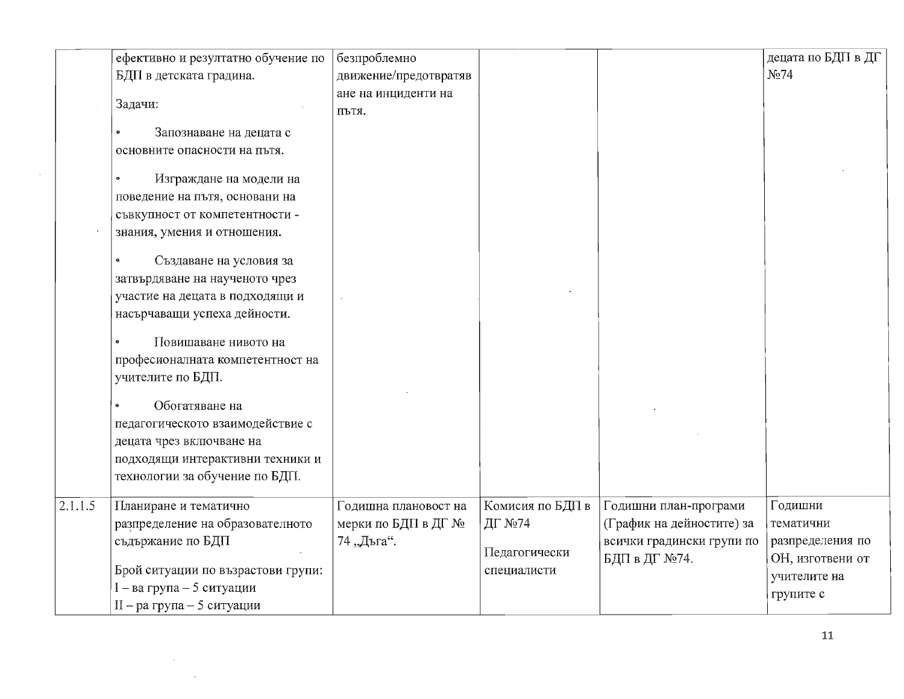| | | | | | |
|---|---|---|---|---|---|
| | ефективно и резултатно обучение по БДП в детската градина.<br><br>Задачи:<br><br>• Запознаване на децата с основните опасности на пътя.<br><br>• Изграждане на модели на поведение на пътя, основани на съвкупност от компетентности - знания, умения и отношения.<br><br>• Създаване на условия за затвърдяване на наученото чрез участие на децата в подходящи и насърчаващи успеха дейности.<br><br>• Повишаване нивото на професионалната компетентност на учителите по БДП.<br><br>• Обогатяване на педагогическото взаимодействие с децата чрез включване на подходящи интерактивни техники и технологии за обучение по БДП. | безпроблемно движение/предотвратяване на инциденти на пътя. | | | децата по БДП в ДГ №74 |
| 2.1.1.5 | Планиране и тематично разпределение на образователното съдържание по БДП<br><br>Брой ситуации по възрастови групи:<br>I – ва група – 5 ситуации<br>II – ра група – 5 ситуации | Годишна плановост на мерки по БДП в ДГ № 74 „Дъга“. | Комисия по БДП в ДГ №74<br><br>Педагогически специалисти | Годишни план-програми (График на дейностите) за всички градински групи по БДП в ДГ №74. | Годишни тематични разпределения по ОН, изготвени от учителите на групите с |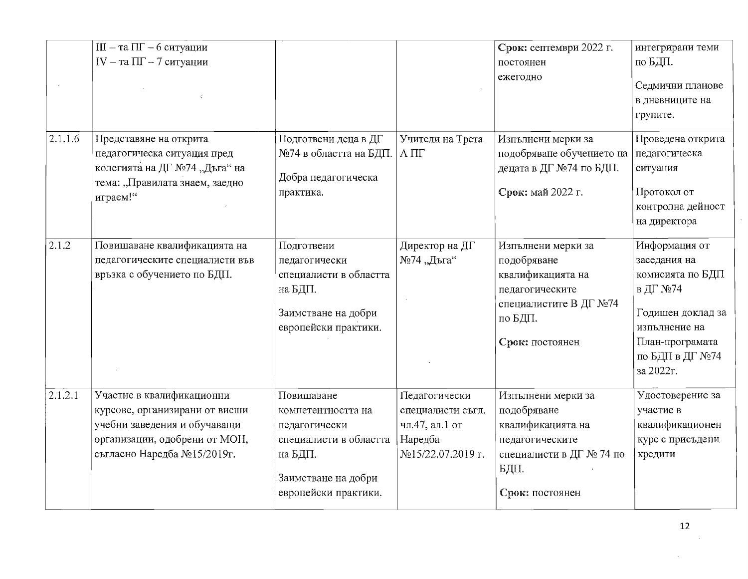| | | | | | |
|---|---|---|---|---|---|
| | III – та ПГ – 6 ситуации<br>IV – та ПГ – 7 ситуации | | | **Срок:** септември 2022 г.<br>постоянен<br>ежегодно | интегрирани теми по БДП.<br><br>Седмични планове в дневниците на групите. |
| 2.1.1.6 | Представяне на открита педагогическа ситуация пред колегията на ДГ №74 „Дъга“ на тема: „Правилата знаем, заедно играем!“ | Подготвени деца в ДГ №74 в областта на БДП.<br><br>Добра педагогическа практика. | Учители на Трета А ПГ | Изпълнени мерки за подобряване обучението на децата в ДГ №74 по БДП.<br><br>**Срок:** май 2022 г. | Проведена открита педагогическа ситуация<br><br>Протокол от контролна дейност на директора |
| 2.1.2 | Повишаване квалификацията на педагогическите специалисти във връзка с обучението по БДП. | Подготвени педагогически специалисти в областта на БДП.<br><br>Заимстване на добри европейски практики. | Директор на ДГ №74 „Дъга“ | Изпълнени мерки за подобряване квалификацията на педагогическите специалистите В ДГ №74 по БДП.<br><br>**Срок:** постоянен | Информация от заседания на комисията по БДП в ДГ №74<br><br>Годишен доклад за изпълнение на План-програмата по БДП в ДГ №74 за 2022г. |
| 2.1.2.1 | Участие в квалификационни курсове, организирани от висши учебни заведения и обучаващи организации, одобрени от МОН, съгласно Наредба №15/2019г. | Повишаване компетентността на педагогически специалисти в областта на БДП.<br><br>Заимстване на добри европейски практики. | Педагогически специалисти съгл. чл.47, ал.1 от Наредба №15/22.07.2019 г. | Изпълнени мерки за подобряване квалификацията на педагогическите специалисти в ДГ № 74 по БДП.<br><br>**Срок:** постоянен | Удостоверение за участие в квалификационен курс с присъдени кредити |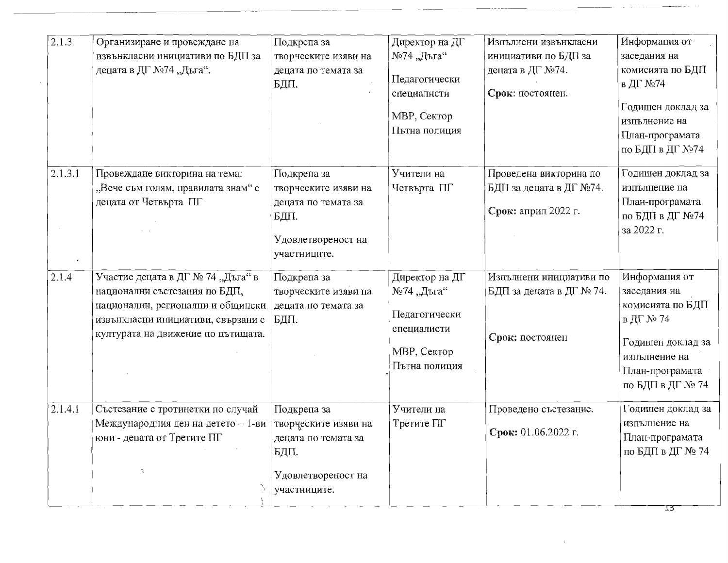| | | | | | |
|---|---|---|---|---|---|
| 2.1.3 | Организиране и провеждане на извънкласни инициативи по БДП за децата в ДГ №74 „Дъга". | Подкрепа за творческите изяви на децата по темата за БДП. | Директор на ДГ №74 „Дъга"<br><br>Педагогически специалисти<br><br>МВР, Сектор Пътна полиция | Изпълнени извънкласни инициативи по БДП за децата в ДГ №74.<br><br>**Срок**: постоянен. | Информация от заседания на комисията по БДП в ДГ №74<br><br>Годишен доклад за изпълнение на План-програмата по БДП в ДГ №74 |
| 2.1.3.1 | Провеждане викторина на тема: „Вече съм голям, правилата знам" с децата от Четвърта ПГ | Подкрепа за творческите изяви на децата по темата за БДП.<br><br>Удовлетвореност на участниците. | Учители на Четвърта ПГ | Проведена викторина по БДП за децата в ДГ №74.<br><br>**Срок:** април 2022 г. | Годишен доклад за изпълнение на План-програмата по БДП в ДГ №74 за 2022 г. |
| 2.1.4 | Участие децата в ДГ № 74 „Дъга" в национални състезания по БДП, национални, регионални и общински извънкласни инициативи, свързани с културата на движение по пътищата. | Подкрепа за творческите изяви на децата по темата за БДП. | Директор на ДГ №74 „Дъга"<br><br>Педагогически специалисти<br><br>МВР, Сектор Пътна полиция | Изпълнени инициативи по БДП за децата в ДГ № 74.<br><br>**Срок:** постоянен | Информация от заседания на комисията по БДП в ДГ № 74<br><br>Годишен доклад за изпълнение на План-програмата по БДП в ДГ № 74 |
| 2.1.4.1 | Състезание с тротинетки по случай Международния ден на детето – 1-ви юни - децата от Третите ПГ | Подкрепа за творческите изяви на децата по темата за БДП.<br><br>Удовлетвореност на участниците. | Учители на Третите ПГ | Проведено състезание.<br><br>**Срок:** 01.06.2022 г. | Годишен доклад за изпълнение на План-програмата по БДП в ДГ № 74 |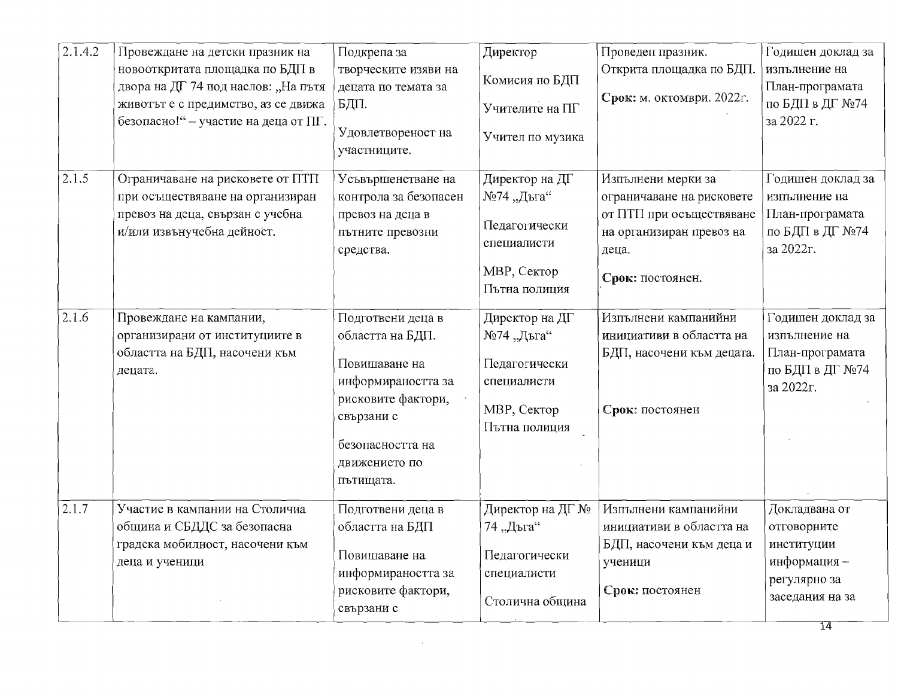| 2.1.4.2 | Провеждане на детски празник на новооткритата площадка по БДП в двора на ДГ 74 под наслов: „На пътя животът е с предимство, аз се движа безопасно!“ – участие на деца от ПГ. | Подкрепа за творческите изяви на децата по темата за БДП. Удовлетвореност на участниците. | Директор Комисия по БДП Учителите на ПГ Учител по музика | Проведен празник. Открита площадка по БДП. **Срок:** м. октомври. 2022г. | Годишен доклад за изпълнение на План-програмата по БДП в ДГ №74 за 2022 г. |
|---|---|---|---|---|---|
| 2.1.5 | Ограничаване на рисковете от ПТП при осъществяване на организиран превоз на деца, свързан с учебна и/или извънучебна дейност. | Усъвършенстване на контрола за безопасен превоз на деца в пътните превозни средства. | Директор на ДГ №74 „Дъга“ Педагогически специалисти МВР, Сектор Пътна полиция | Изпълнени мерки за ограничаване на рисковете от ПТП при осъществяване на организиран превоз на деца. **Срок:** постоянен. | Годишен доклад за изпълнение на План-програмата по БДП в ДГ №74 за 2022г. |
| 2.1.6 | Провеждане на кампании, организирани от институциите в областта на БДП, насочени към децата. | Подготвени деца в областта на БДП. Повишаване на информираността за рисковите фактори, свързани с безопасността на движението по пътищата. | Директор на ДГ №74 „Дъга“ Педагогически специалисти МВР, Сектор Пътна полиция | Изпълнени кампанийни инициативи в областта на БДП, насочени към децата. **Срок:** постоянен | Годишен доклад за изпълнение на План-програмата по БДП в ДГ №74 за 2022г. |
| 2.1.7 | Участие в кампании на Столична община и СБДДС за безопасна градска мобилност, насочени към деца и ученици | Подготвени деца в областта на БДП Повишаване на информираността за рисковите фактори, свързани с | Директор на ДГ № 74 „Дъга“ Педагогически специалисти Столична община | Изпълнени кампанийни инициативи в областта на БДП, насочени към деца и ученици **Срок:** постоянен | Докладвана от отговорните институции информация – регулярно за заседания на за |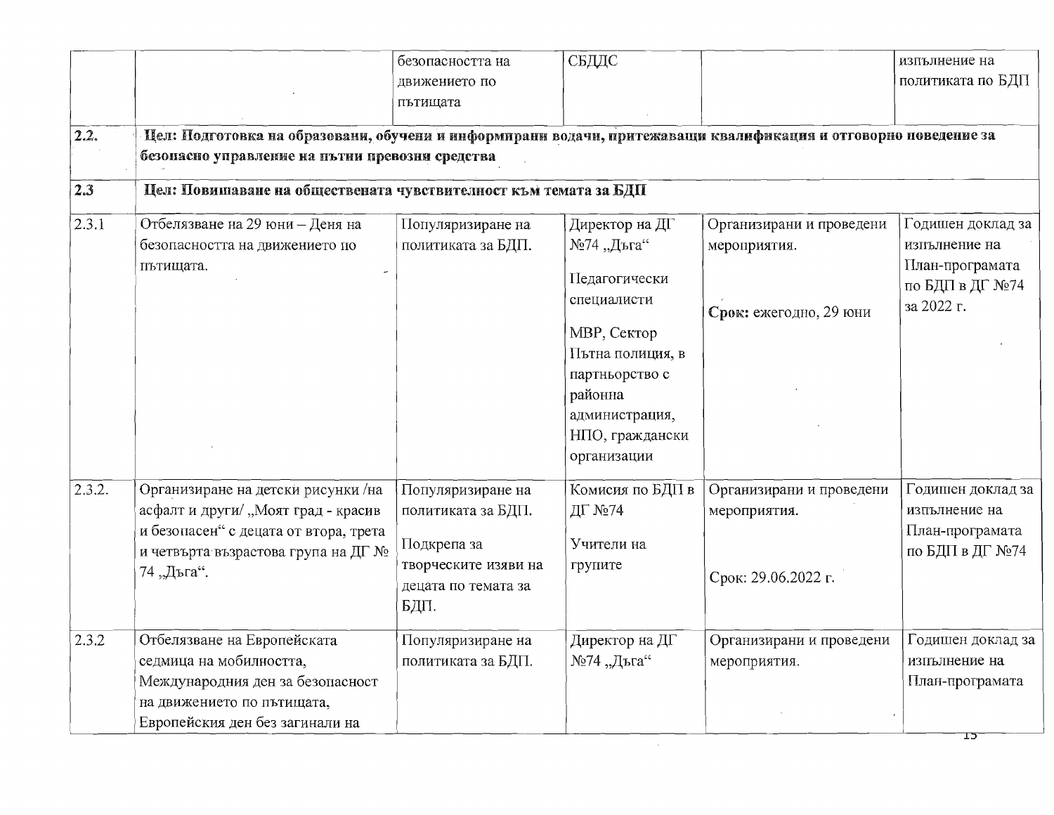| | | | | | |
|---|---|---|---|---|---|
| | | безопасността на движението по пътищата | СБДДС | | изпълнение на политиката по БДП |
| 2.2. | **Цел: Подготовка на образовани, обучени и информирани водачи, притежаващи квалификация и отговорно поведение за безопасно управление на пътни превозни средства** | | | | |
| 2.3 | **Цел: Повишаване на обществената чувствителност към темата за БДП** | | | | |
| 2.3.1 | Отбелязване на 29 юни – Деня на безопасността на движението по пътищата. | Популяризиране на политиката за БДП. | Директор на ДГ №74 „Дъга“<br><br>Педагогически специалисти<br><br>МВР, Сектор Пътна полиция, в партньорство с районна администрация, НПО, граждански организации | Организирани и проведени мероприятия.<br><br>**Срок:** ежегодно, 29 юни | Годишен доклад за изпълнение на План-програмата по БДП в ДГ №74 за 2022 г. |
| 2.3.2. | Организиране на детски рисунки /на асфалт и други/ „Моят град - красив и безопасен“ с децата от втора, трета и четвърта възрастова група на ДГ № 74 „Дъга“. | Популяризиране на политиката за БДП.<br><br>Подкрепа за творческите изяви на децата по темата за БДП. | Комисия по БДП в ДГ №74<br><br>Учители на групите | Организирани и проведени мероприятия.<br><br>Срок: 29.06.2022 г. | Годишен доклад за изпълнение на План-програмата по БДП в ДГ №74 |
| 2.3.2 | Отбелязване на Европейската седмица на мобилността, Международния ден за безопасност на движението по пътищата, Европейския ден без загинали на | Популяризиране на политиката за БДП. | Директор на ДГ №74 „Дъга“ | Организирани и проведени мероприятия. | Годишен доклад за изпълнение на План-програмата |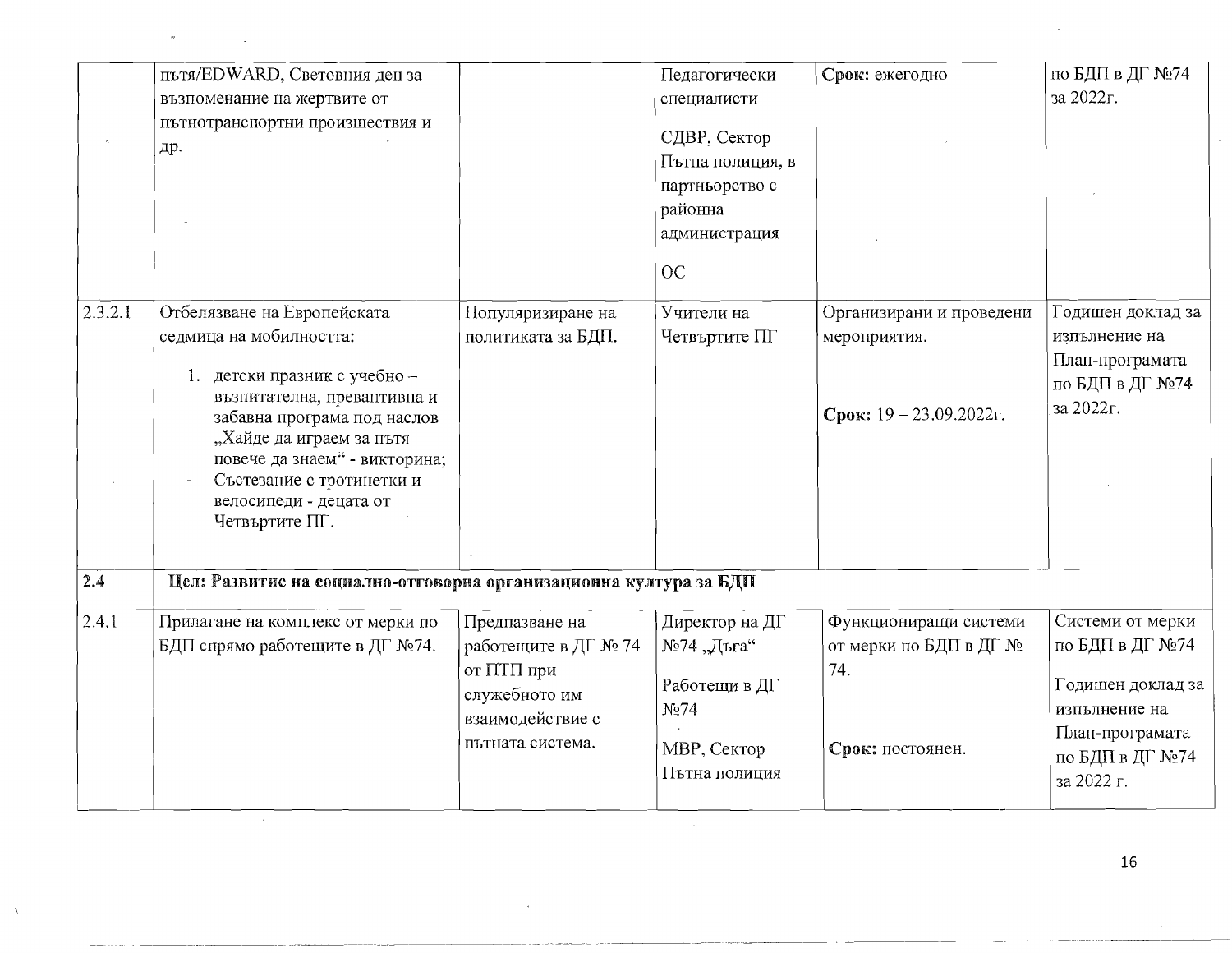| | | | | | |
|---|---|---|---|---|---|
| | пътя/EDWARD, Световния ден за възпоменание на жертвите от пътнотранспортни произшествия и др. | | Педагогически специалисти<br><br>СДВР, Сектор Пътна полиция, в партньорство с районна администрация<br><br>ОС | **Срок:** ежегодно | по БДП в ДГ №74 за 2022г. |
| 2.3.2.1 | Отбелязване на Европейската седмица на мобилността:<br><br>1. детски празник с учебно – възпитателна, превантивна и забавна програма под наслов „Хайде да играем за пътя повече да знаем" - викторина;<br>- Състезание с тротинетки и велосипеди - децата от Четвъртите ПГ. | Популяризиране на политиката за БДП. | Учители на Четвъртите ПГ | Организирани и проведени мероприятия.<br><br>**Срок:** 19 – 23.09.2022г. | Годишен доклад за изпълнение на План-програмата по БДП в ДГ №74 за 2022г. |
| **2.4** | **Цел: Развитие на социално-отговорна организационна култура за БДП** | | | | |
| 2.4.1 | Прилагане на комплекс от мерки по БДП спрямо работещите в ДГ №74. | Предпазване на работещите в ДГ № 74 от ПТП при служебното им взаимодействие с пътната система. | Директор на ДГ №74 „Дъга"<br><br>Работещи в ДГ №74<br><br>МВР, Сектор Пътна полиция | Функциониращи системи от мерки по БДП в ДГ № 74.<br><br>**Срок:** постоянен. | Системи от мерки по БДП в ДГ №74<br><br>Годишен доклад за изпълнение на План-програмата по БДП в ДГ №74 за 2022 г. |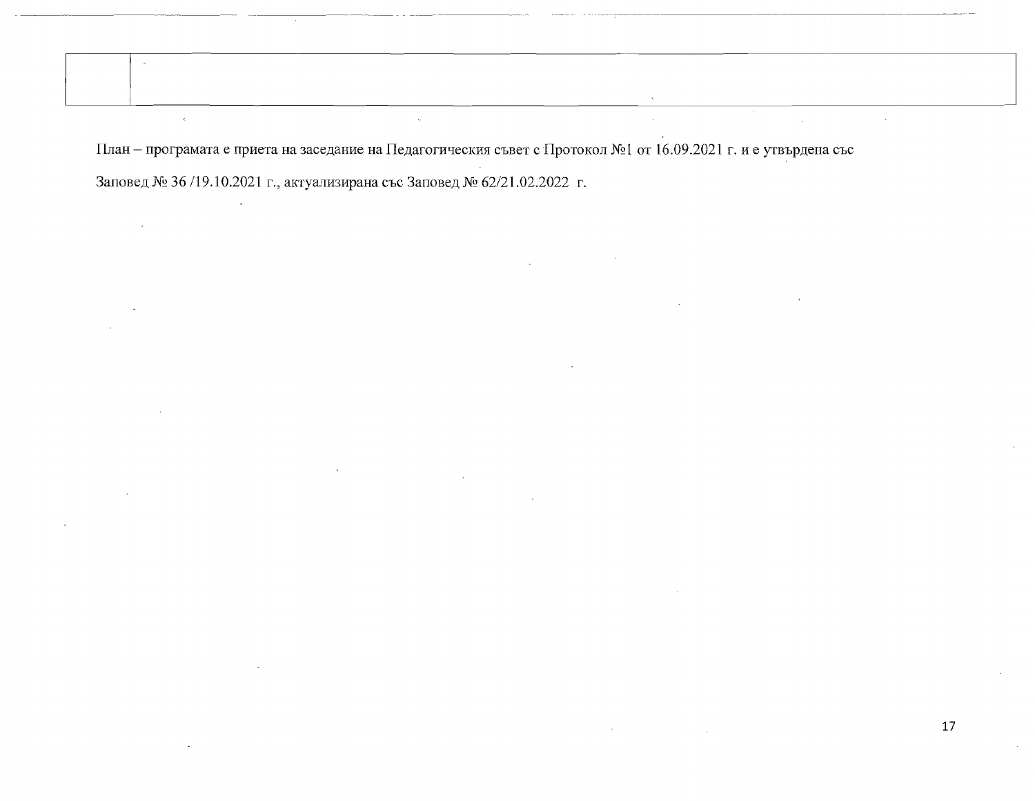| | |
|---|---|
| | |

План – програмата е приета на заседание на Педагогическия съвет с Протокол №1 от 16.09.2021 г. и е утвърдена със

Заповед № 36 /19.10.2021 г., актуализирана със Заповед № 62/21.02.2022 г.